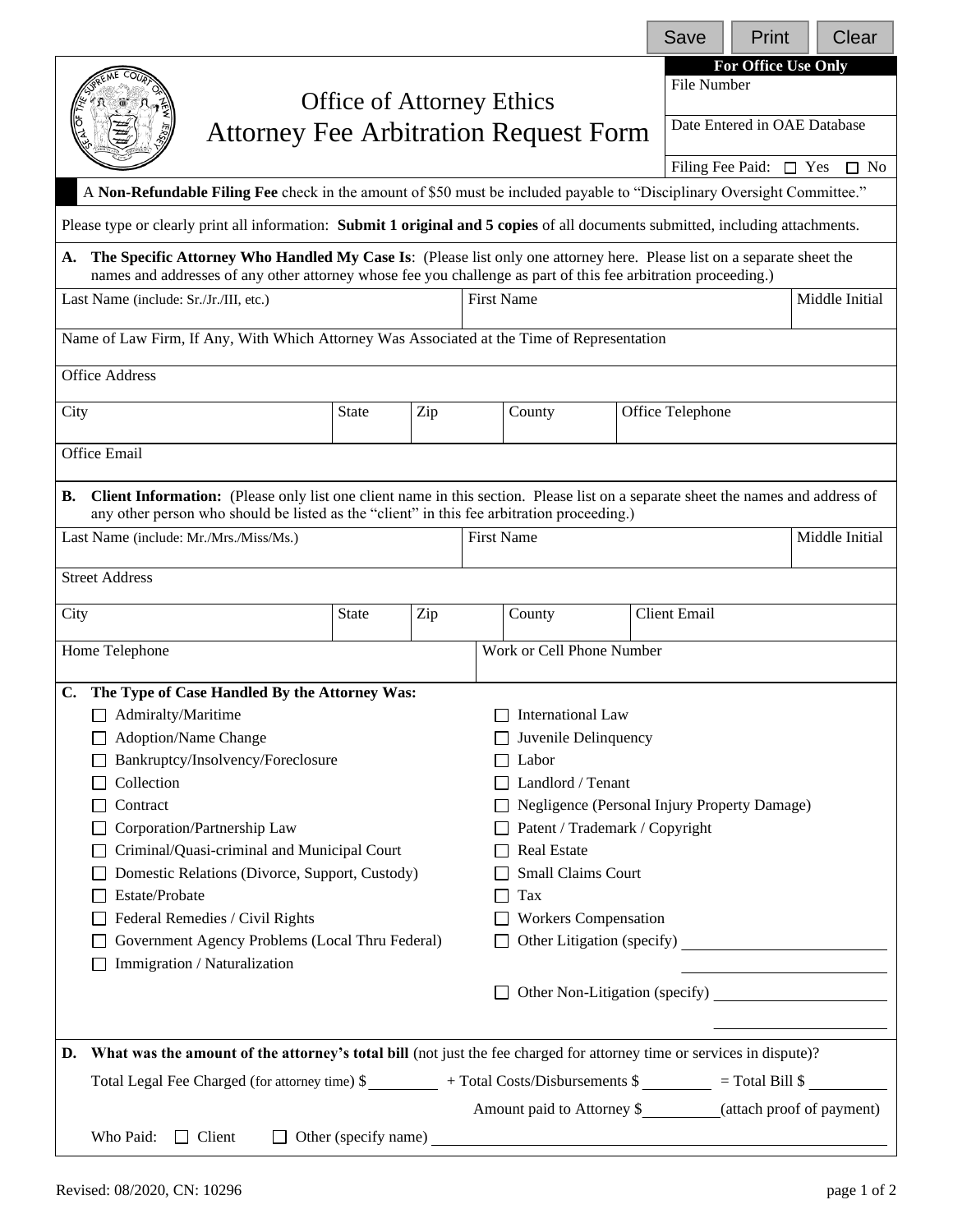# Office of Attorney Ethics
# Attorney Fee Arbitration Request Form

| For Office Use Only |
|---|
| File Number |
| Date Entered in OAE Database |
| Filing Fee Paid: ☐ Yes ☐ No |

A **Non-Refundable Filing Fee** check in the amount of $50 must be included payable to "Disciplinary Oversight Committee."

Please type or clearly print all information: **Submit 1 original and 5 copies** of all documents submitted, including attachments.

**A. The Specific Attorney Who Handled My Case Is**: (Please list only one attorney here. Please list on a separate sheet the names and addresses of any other attorney whose fee you challenge as part of this fee arbitration proceeding.)

| Last Name (include: Sr./Jr./III, etc.) | First Name | Middle Initial |
|---|---|---|
| | | |

Name of Law Firm, If Any, With Which Attorney Was Associated at the Time of Representation

Office Address

| City | State | Zip | County | Office Telephone |
|---|---|---|---|---|
| | | | | |

Office Email

**B. Client Information:** (Please only list one client name in this section. Please list on a separate sheet the names and address of any other person who should be listed as the "client" in this fee arbitration proceeding.)

| Last Name (include: Mr./Mrs./Miss/Ms.) | First Name | Middle Initial |
|---|---|---|
| | | |

Street Address

| City | State | Zip | County | Client Email |
|---|---|---|---|---|
| | | | | |

| Home Telephone | Work or Cell Phone Number |
|---|---|
| | |

**C. The Type of Case Handled By the Attorney Was:**

- ☐ Admiralty/Maritime
- ☐ Adoption/Name Change
- ☐ Bankruptcy/Insolvency/Foreclosure
- ☐ Collection
- ☐ Contract
- ☐ Corporation/Partnership Law
- ☐ Criminal/Quasi-criminal and Municipal Court
- ☐ Domestic Relations (Divorce, Support, Custody)
- ☐ Estate/Probate
- ☐ Federal Remedies / Civil Rights
- ☐ Government Agency Problems (Local Thru Federal)
- ☐ Immigration / Naturalization
- ☐ International Law
- ☐ Juvenile Delinquency
- ☐ Labor
- ☐ Landlord / Tenant
- ☐ Negligence (Personal Injury Property Damage)
- ☐ Patent / Trademark / Copyright
- ☐ Real Estate
- ☐ Small Claims Court
- ☐ Tax
- ☐ Workers Compensation
- ☐ Other Litigation (specify) ____________________
- ☐ Other Non-Litigation (specify) ____________________

**D. What was the amount of the attorney's total bill** (not just the fee charged for attorney time or services in dispute)?

Total Legal Fee Charged (for attorney time) $________ + Total Costs/Disbursements $________ = Total Bill $________

Amount paid to Attorney $________ (attach proof of payment)

Who Paid: ☐ Client ☐ Other (specify name) ____________________

Revised: 08/2020, CN: 10296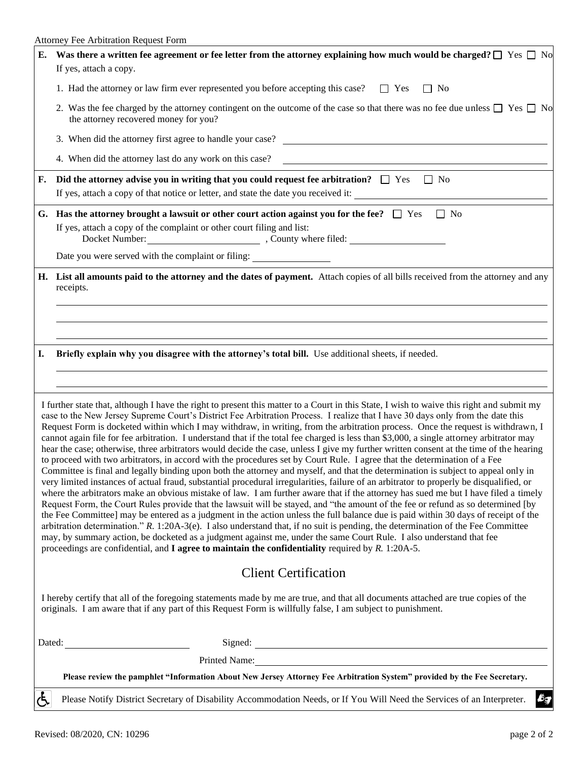Attorney Fee Arbitration Request Form

**E. Was there a written fee agreement or fee letter from the attorney explaining how much would be charged?** ☐ Yes ☐ No

If yes, attach a copy.

1. Had the attorney or law firm ever represented you before accepting this case? ☐ Yes ☐ No
2. Was the fee charged by the attorney contingent on the outcome of the case so that there was no fee due unless the attorney recovered money for you? ☐ Yes ☐ No
3. When did the attorney first agree to handle your case? \_\_\_\_\_\_\_\_\_\_\_\_\_\_\_\_\_\_\_\_
4. When did the attorney last do any work on this case? \_\_\_\_\_\_\_\_\_\_\_\_\_\_\_\_\_\_\_\_

**F. Did the attorney advise you in writing that you could request fee arbitration?** ☐ Yes ☐ No

If yes, attach a copy of that notice or letter, and state the date you received it: \_\_\_\_\_\_\_\_\_\_\_\_\_\_\_\_\_\_\_\_

**G. Has the attorney brought a lawsuit or other court action against you for the fee?** ☐ Yes ☐ No

If yes, attach a copy of the complaint or other court filing and list:
Docket Number: \_\_\_\_\_\_\_\_\_\_\_\_\_\_\_\_\_\_\_\_ , County where filed: \_\_\_\_\_\_\_\_\_\_\_\_\_\_\_\_\_\_\_\_

Date you were served with the complaint or filing: \_\_\_\_\_\_\_\_\_\_\_\_\_\_\_\_

**H. List all amounts paid to the attorney and the dates of payment.** Attach copies of all bills received from the attorney and any receipts.

\_\_\_\_\_\_\_\_\_\_\_\_\_\_\_\_\_\_\_\_\_\_\_\_\_\_\_\_\_\_\_\_\_\_\_\_\_\_\_\_

\_\_\_\_\_\_\_\_\_\_\_\_\_\_\_\_\_\_\_\_\_\_\_\_\_\_\_\_\_\_\_\_\_\_\_\_\_\_\_\_

\_\_\_\_\_\_\_\_\_\_\_\_\_\_\_\_\_\_\_\_\_\_\_\_\_\_\_\_\_\_\_\_\_\_\_\_\_\_\_\_

**I. Briefly explain why you disagree with the attorney's total bill.** Use additional sheets, if needed.

\_\_\_\_\_\_\_\_\_\_\_\_\_\_\_\_\_\_\_\_\_\_\_\_\_\_\_\_\_\_\_\_\_\_\_\_\_\_\_\_

\_\_\_\_\_\_\_\_\_\_\_\_\_\_\_\_\_\_\_\_\_\_\_\_\_\_\_\_\_\_\_\_\_\_\_\_\_\_\_\_

I further state that, although I have the right to present this matter to a Court in this State, I wish to waive this right and submit my case to the New Jersey Supreme Court's District Fee Arbitration Process. I realize that I have 30 days only from the date this Request Form is docketed within which I may withdraw, in writing, from the arbitration process. Once the request is withdrawn, I cannot again file for fee arbitration. I understand that if the total fee charged is less than $3,000, a single attorney arbitrator may hear the case; otherwise, three arbitrators would decide the case, unless I give my further written consent at the time of the hearing to proceed with two arbitrators, in accord with the procedures set by Court Rule. I agree that the determination of a Fee Committee is final and legally binding upon both the attorney and myself, and that the determination is subject to appeal only in very limited instances of actual fraud, substantial procedural irregularities, failure of an arbitrator to properly be disqualified, or where the arbitrators make an obvious mistake of law. I am further aware that if the attorney has sued me but I have filed a timely Request Form, the Court Rules provide that the lawsuit will be stayed, and "the amount of the fee or refund as so determined [by the Fee Committee] may be entered as a judgment in the action unless the full balance due is paid within 30 days of receipt of the arbitration determination." *R.* 1:20A-3(e). I also understand that, if no suit is pending, the determination of the Fee Committee may, by summary action, be docketed as a judgment against me, under the same Court Rule. I also understand that fee proceedings are confidential, and **I agree to maintain the confidentiality** required by *R.* 1:20A-5.

## Client Certification

I hereby certify that all of the foregoing statements made by me are true, and that all documents attached are true copies of the originals. I am aware that if any part of this Request Form is willfully false, I am subject to punishment.

Dated: \_\_\_\_\_\_\_\_\_\_\_\_\_\_\_\_\_\_\_\_ Signed: \_\_\_\_\_\_\_\_\_\_\_\_\_\_\_\_\_\_\_\_

Printed Name: \_\_\_\_\_\_\_\_\_\_\_\_\_\_\_\_\_\_\_\_

**Please review the pamphlet "Information About New Jersey Attorney Fee Arbitration System" provided by the Fee Secretary.**

Please Notify District Secretary of Disability Accommodation Needs, or If You Will Need the Services of an Interpreter.

Revised: 08/2020, CN: 10296